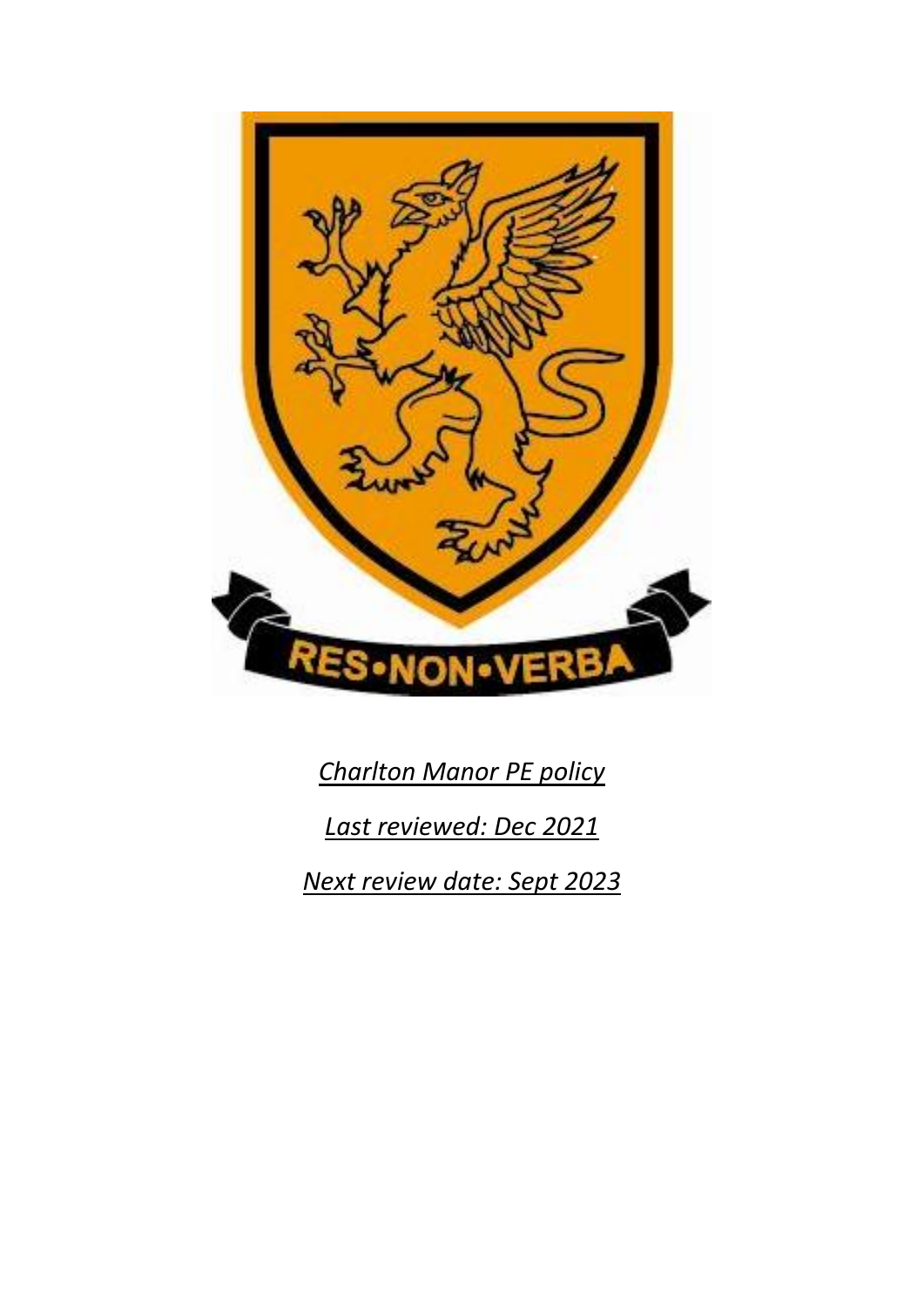RES•NON•VERBA

*Charlton Manor PE policy*

*Last reviewed: Dec 2021*

*Next review date: Sept 2023*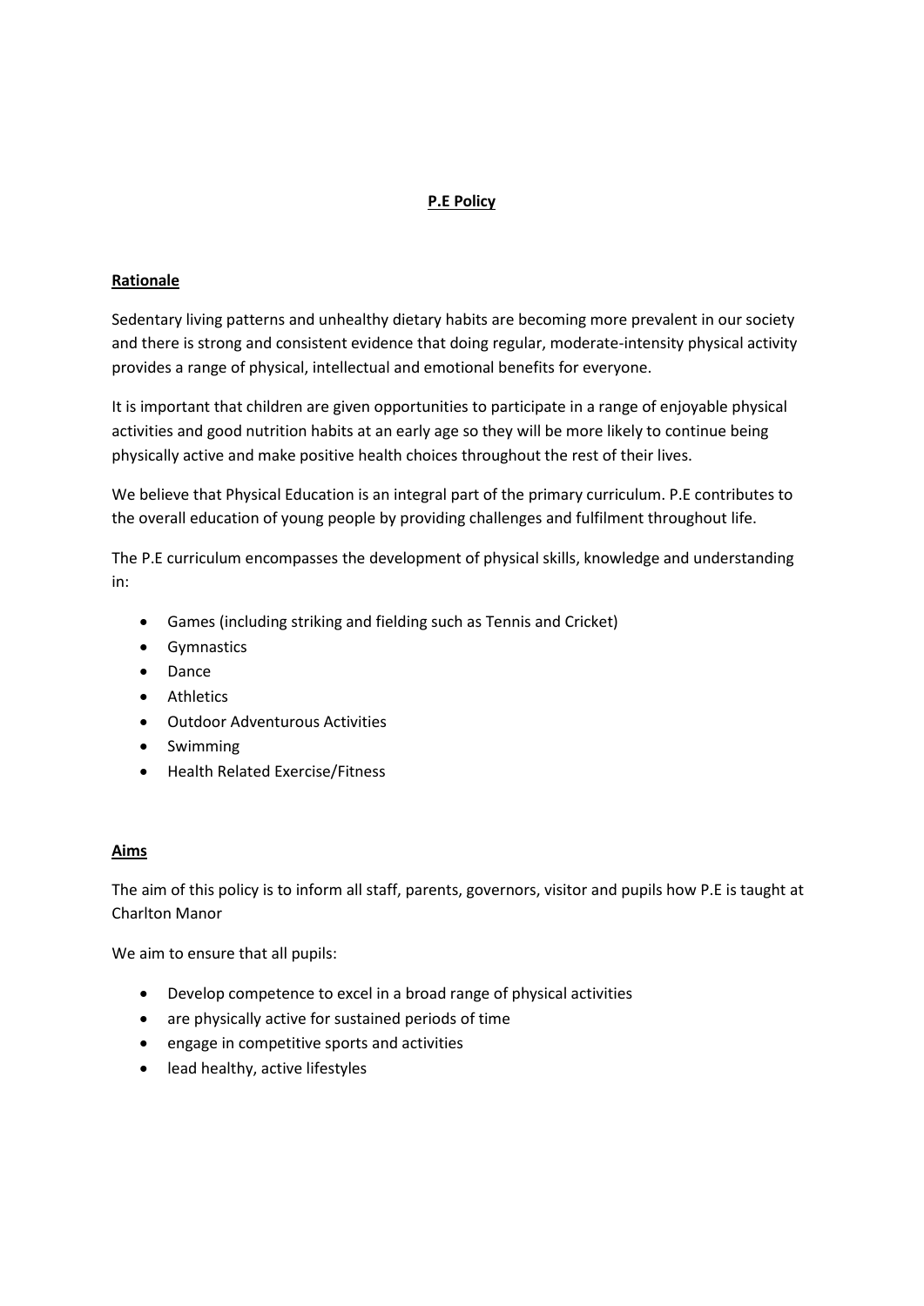## P.E Policy

### Rationale

Sedentary living patterns and unhealthy dietary habits are becoming more prevalent in our society and there is strong and consistent evidence that doing regular, moderate-intensity physical activity provides a range of physical, intellectual and emotional benefits for everyone.

It is important that children are given opportunities to participate in a range of enjoyable physical activities and good nutrition habits at an early age so they will be more likely to continue being physically active and make positive health choices throughout the rest of their lives.

We believe that Physical Education is an integral part of the primary curriculum. P.E contributes to the overall education of young people by providing challenges and fulfilment throughout life.

The P.E curriculum encompasses the development of physical skills, knowledge and understanding in:

- Games (including striking and fielding such as Tennis and Cricket)
- Gymnastics
- Dance
- Athletics
- Outdoor Adventurous Activities
- Swimming
- Health Related Exercise/Fitness

### Aims

The aim of this policy is to inform all staff, parents, governors, visitor and pupils how P.E is taught at Charlton Manor

We aim to ensure that all pupils:

- Develop competence to excel in a broad range of physical activities
- are physically active for sustained periods of time
- engage in competitive sports and activities
- lead healthy, active lifestyles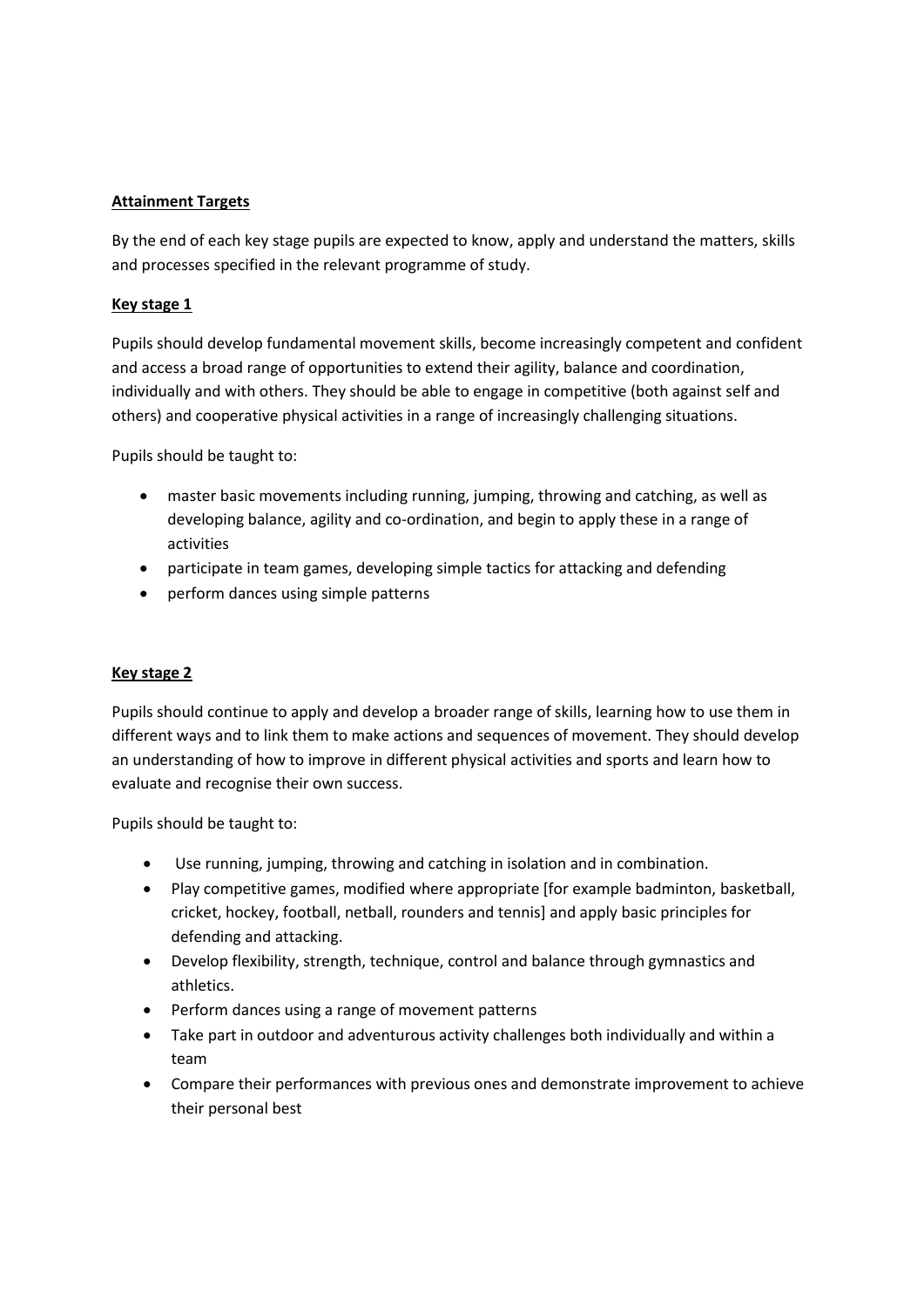**Attainment Targets**

By the end of each key stage pupils are expected to know, apply and understand the matters, skills and processes specified in the relevant programme of study.

**Key stage 1**

Pupils should develop fundamental movement skills, become increasingly competent and confident and access a broad range of opportunities to extend their agility, balance and coordination, individually and with others. They should be able to engage in competitive (both against self and others) and cooperative physical activities in a range of increasingly challenging situations.

Pupils should be taught to:

- master basic movements including running, jumping, throwing and catching, as well as developing balance, agility and co-ordination, and begin to apply these in a range of activities
- participate in team games, developing simple tactics for attacking and defending
- perform dances using simple patterns

**Key stage 2**

Pupils should continue to apply and develop a broader range of skills, learning how to use them in different ways and to link them to make actions and sequences of movement. They should develop an understanding of how to improve in different physical activities and sports and learn how to evaluate and recognise their own success.

Pupils should be taught to:

- Use running, jumping, throwing and catching in isolation and in combination.
- Play competitive games, modified where appropriate [for example badminton, basketball, cricket, hockey, football, netball, rounders and tennis] and apply basic principles for defending and attacking.
- Develop flexibility, strength, technique, control and balance through gymnastics and athletics.
- Perform dances using a range of movement patterns
- Take part in outdoor and adventurous activity challenges both individually and within a team
- Compare their performances with previous ones and demonstrate improvement to achieve their personal best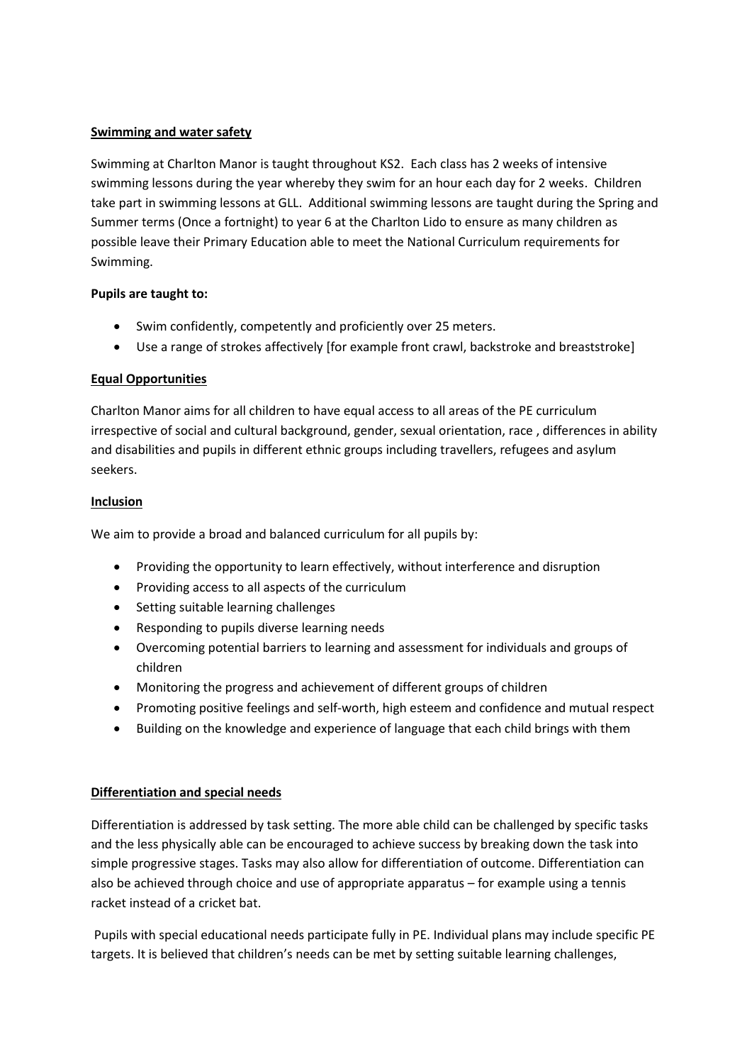**Swimming and water safety**

Swimming at Charlton Manor is taught throughout KS2. Each class has 2 weeks of intensive swimming lessons during the year whereby they swim for an hour each day for 2 weeks. Children take part in swimming lessons at GLL. Additional swimming lessons are taught during the Spring and Summer terms (Once a fortnight) to year 6 at the Charlton Lido to ensure as many children as possible leave their Primary Education able to meet the National Curriculum requirements for Swimming.

**Pupils are taught to:**

- Swim confidently, competently and proficiently over 25 meters.
- Use a range of strokes affectively [for example front crawl, backstroke and breaststroke]

**Equal Opportunities**

Charlton Manor aims for all children to have equal access to all areas of the PE curriculum irrespective of social and cultural background, gender, sexual orientation, race , differences in ability and disabilities and pupils in different ethnic groups including travellers, refugees and asylum seekers.

**Inclusion**

We aim to provide a broad and balanced curriculum for all pupils by:

- Providing the opportunity to learn effectively, without interference and disruption
- Providing access to all aspects of the curriculum
- Setting suitable learning challenges
- Responding to pupils diverse learning needs
- Overcoming potential barriers to learning and assessment for individuals and groups of children
- Monitoring the progress and achievement of different groups of children
- Promoting positive feelings and self-worth, high esteem and confidence and mutual respect
- Building on the knowledge and experience of language that each child brings with them

**Differentiation and special needs**

Differentiation is addressed by task setting. The more able child can be challenged by specific tasks and the less physically able can be encouraged to achieve success by breaking down the task into simple progressive stages. Tasks may also allow for differentiation of outcome. Differentiation can also be achieved through choice and use of appropriate apparatus – for example using a tennis racket instead of a cricket bat.

Pupils with special educational needs participate fully in PE. Individual plans may include specific PE targets. It is believed that children's needs can be met by setting suitable learning challenges,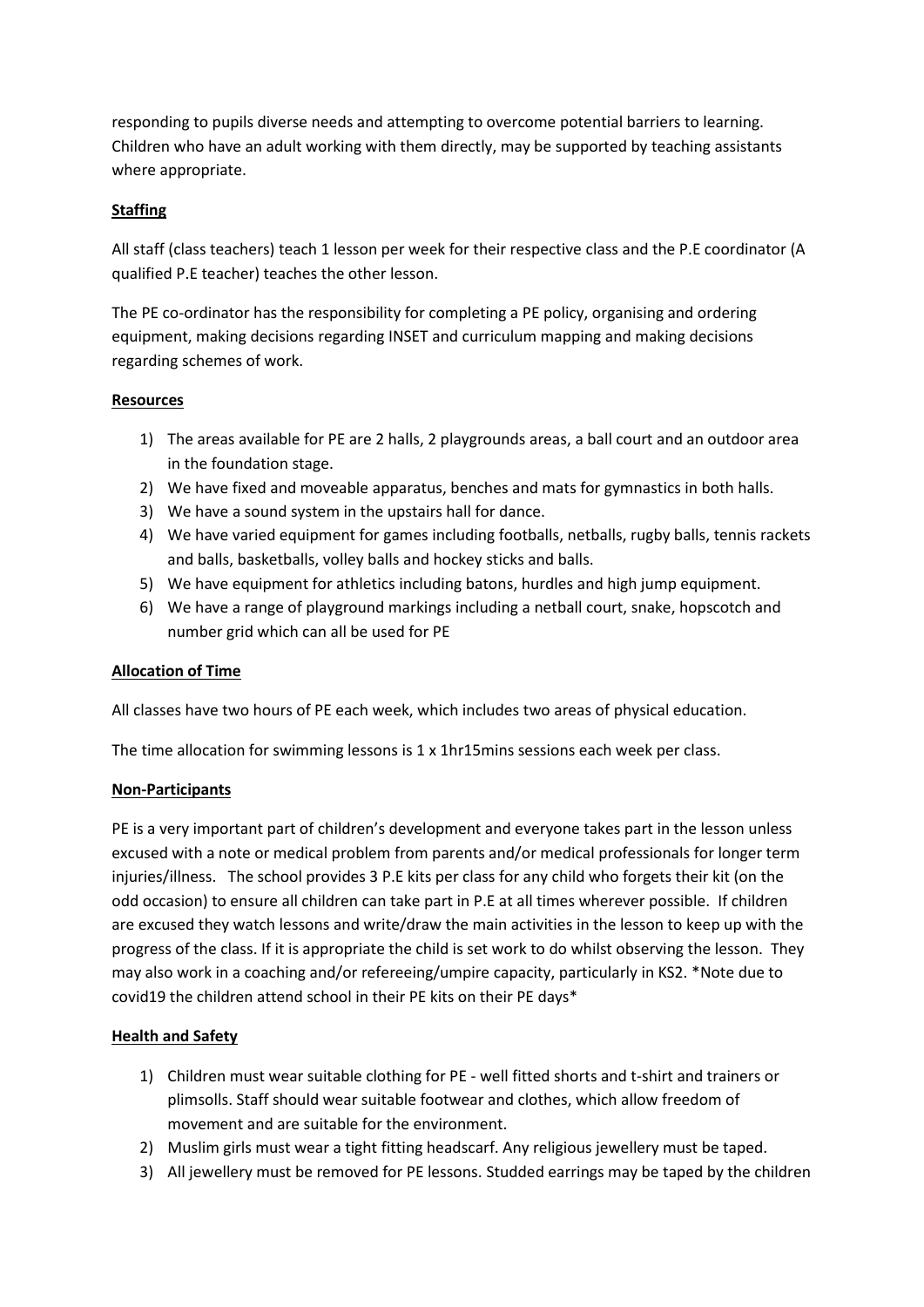responding to pupils diverse needs and attempting to overcome potential barriers to learning. Children who have an adult working with them directly, may be supported by teaching assistants where appropriate.

## Staffing

All staff (class teachers) teach 1 lesson per week for their respective class and the P.E coordinator (A qualified P.E teacher) teaches the other lesson.

The PE co-ordinator has the responsibility for completing a PE policy, organising and ordering equipment, making decisions regarding INSET and curriculum mapping and making decisions regarding schemes of work.

## Resources

1) The areas available for PE are 2 halls, 2 playgrounds areas, a ball court and an outdoor area in the foundation stage.
2) We have fixed and moveable apparatus, benches and mats for gymnastics in both halls.
3) We have a sound system in the upstairs hall for dance.
4) We have varied equipment for games including footballs, netballs, rugby balls, tennis rackets and balls, basketballs, volley balls and hockey sticks and balls.
5) We have equipment for athletics including batons, hurdles and high jump equipment.
6) We have a range of playground markings including a netball court, snake, hopscotch and number grid which can all be used for PE

## Allocation of Time

All classes have two hours of PE each week, which includes two areas of physical education.

The time allocation for swimming lessons is 1 x 1hr15mins sessions each week per class.

## Non-Participants

PE is a very important part of children's development and everyone takes part in the lesson unless excused with a note or medical problem from parents and/or medical professionals for longer term injuries/illness. The school provides 3 P.E kits per class for any child who forgets their kit (on the odd occasion) to ensure all children can take part in P.E at all times wherever possible. If children are excused they watch lessons and write/draw the main activities in the lesson to keep up with the progress of the class. If it is appropriate the child is set work to do whilst observing the lesson. They may also work in a coaching and/or refereeing/umpire capacity, particularly in KS2. *Note due to covid19 the children attend school in their PE kits on their PE days*

## Health and Safety

1) Children must wear suitable clothing for PE - well fitted shorts and t-shirt and trainers or plimsolls. Staff should wear suitable footwear and clothes, which allow freedom of movement and are suitable for the environment.
2) Muslim girls must wear a tight fitting headscarf. Any religious jewellery must be taped.
3) All jewellery must be removed for PE lessons. Studded earrings may be taped by the children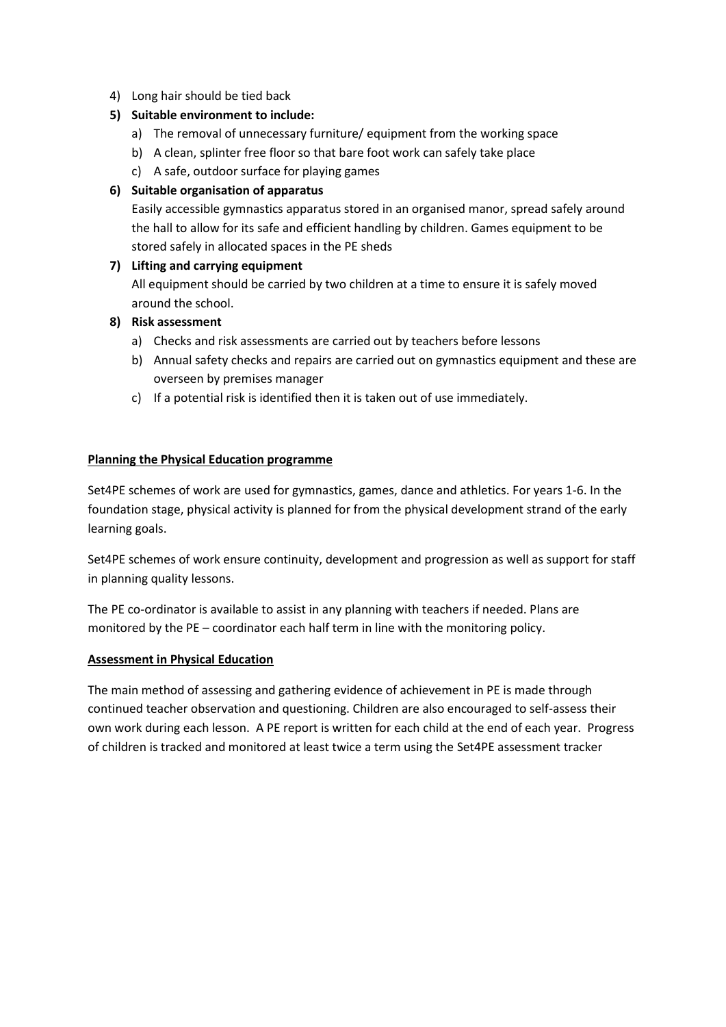4) Long hair should be tied back
5) **Suitable environment to include:**
    a) The removal of unnecessary furniture/ equipment from the working space
    b) A clean, splinter free floor so that bare foot work can safely take place
    c) A safe, outdoor surface for playing games
6) **Suitable organisation of apparatus**

    Easily accessible gymnastics apparatus stored in an organised manor, spread safely around the hall to allow for its safe and efficient handling by children. Games equipment to be stored safely in allocated spaces in the PE sheds
7) **Lifting and carrying equipment**

    All equipment should be carried by two children at a time to ensure it is safely moved around the school.
8) **Risk assessment**
    a) Checks and risk assessments are carried out by teachers before lessons
    b) Annual safety checks and repairs are carried out on gymnastics equipment and these are overseen by premises manager
    c) If a potential risk is identified then it is taken out of use immediately.

**Planning the Physical Education programme**

Set4PE schemes of work are used for gymnastics, games, dance and athletics. For years 1-6. In the foundation stage, physical activity is planned for from the physical development strand of the early learning goals.

Set4PE schemes of work ensure continuity, development and progression as well as support for staff in planning quality lessons.

The PE co-ordinator is available to assist in any planning with teachers if needed. Plans are monitored by the PE – coordinator each half term in line with the monitoring policy.

**Assessment in Physical Education**

The main method of assessing and gathering evidence of achievement in PE is made through continued teacher observation and questioning. Children are also encouraged to self-assess their own work during each lesson. A PE report is written for each child at the end of each year. Progress of children is tracked and monitored at least twice a term using the Set4PE assessment tracker